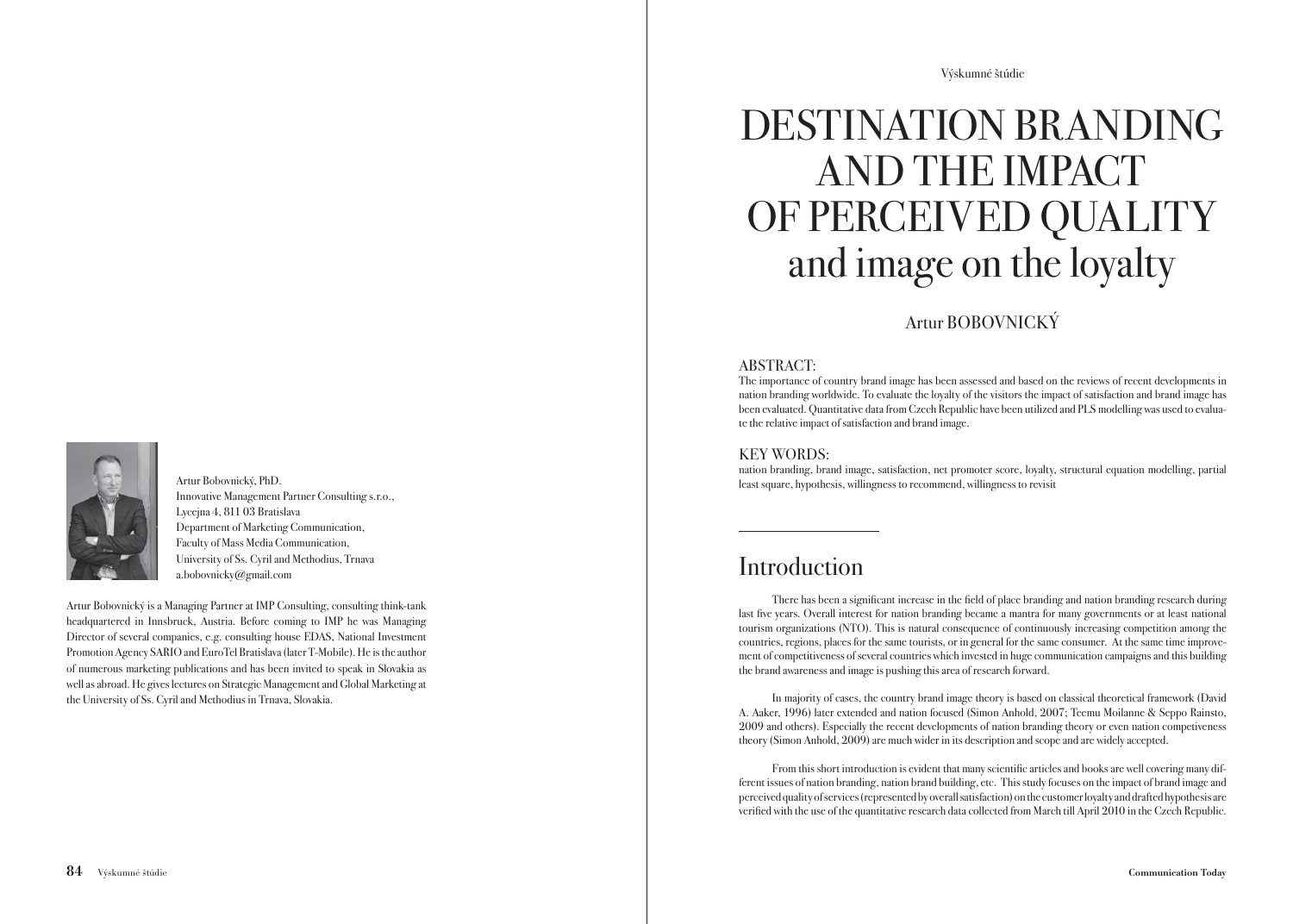# DESTINATION BRANDING AND THE IMPACT OF PERCEIVED QUALITY and image on the loyalty

Artur BOBOVNICKÝ

Artur Bobovnický, PhD.
Innovative Management Partner Consulting s.r.o.,
Lycejna 4, 811 03 Bratislava
Department of Marketing Communication,
Faculty of Mass Media Communication,
University of Ss. Cyril and Methodius, Trnava
a.bobovnicky@gmail.com

Artur Bobovnický is a Managing Partner at IMP Consulting, consulting think-tank headquartered in Innsbruck, Austria. Before coming to IMP he was Managing Director of several companies, e.g. consulting house EDAS, National Investment Promotion Agency SARIO and EuroTel Bratislava (later T-Mobile). He is the author of numerous marketing publications and has been invited to speak in Slovakia as well as abroad. He gives lectures on Strategic Management and Global Marketing at the University of Ss. Cyril and Methodius in Trnava, Slovakia.

ABSTRACT:
The importance of country brand image has been assessed and based on the reviews of recent developments in nation branding worldwide. To evaluate the loyalty of the visitors the impact of satisfaction and brand image has been evaluated. Quantitative data from Czech Republic have been utilized and PLS modelling was used to evaluate the relative impact of satisfaction and brand image.

KEY WORDS:
nation branding, brand image, satisfaction, net promoter score, loyalty, structural equation modelling, partial least square, hypothesis, willingness to recommend, willingness to revisit

## Introduction

There has been a significant increase in the field of place branding and nation branding research during last five years. Overall interest for nation branding became a mantra for many governments or at least national tourism organizations (NTO). This is natural consequence of continuously increasing competition among the countries, regions, places for the same tourists, or in general for the same consumer. At the same time improvement of competitiveness of several countries which invested in huge communication campaigns and this building the brand awareness and image is pushing this area of research forward.

In majority of cases, the country brand image theory is based on classical theoretical framework (David A. Aaker, 1996) later extended and nation focused (Simon Anhold, 2007; Teemu Moilanne & Seppo Rainsto, 2009 and others). Especially the recent developments of nation branding theory or even nation competiveness theory (Simon Anhold, 2009) are much wider in its description and scope and are widely accepted.

From this short introduction is evident that many scientific articles and books are well covering many different issues of nation branding, nation brand building, etc. This study focuses on the impact of brand image and perceived quality of services (represented by overall satisfaction) on the customer loyalty and drafted hypothesis are verified with the use of the quantitative research data collected from March till April 2010 in the Czech Republic.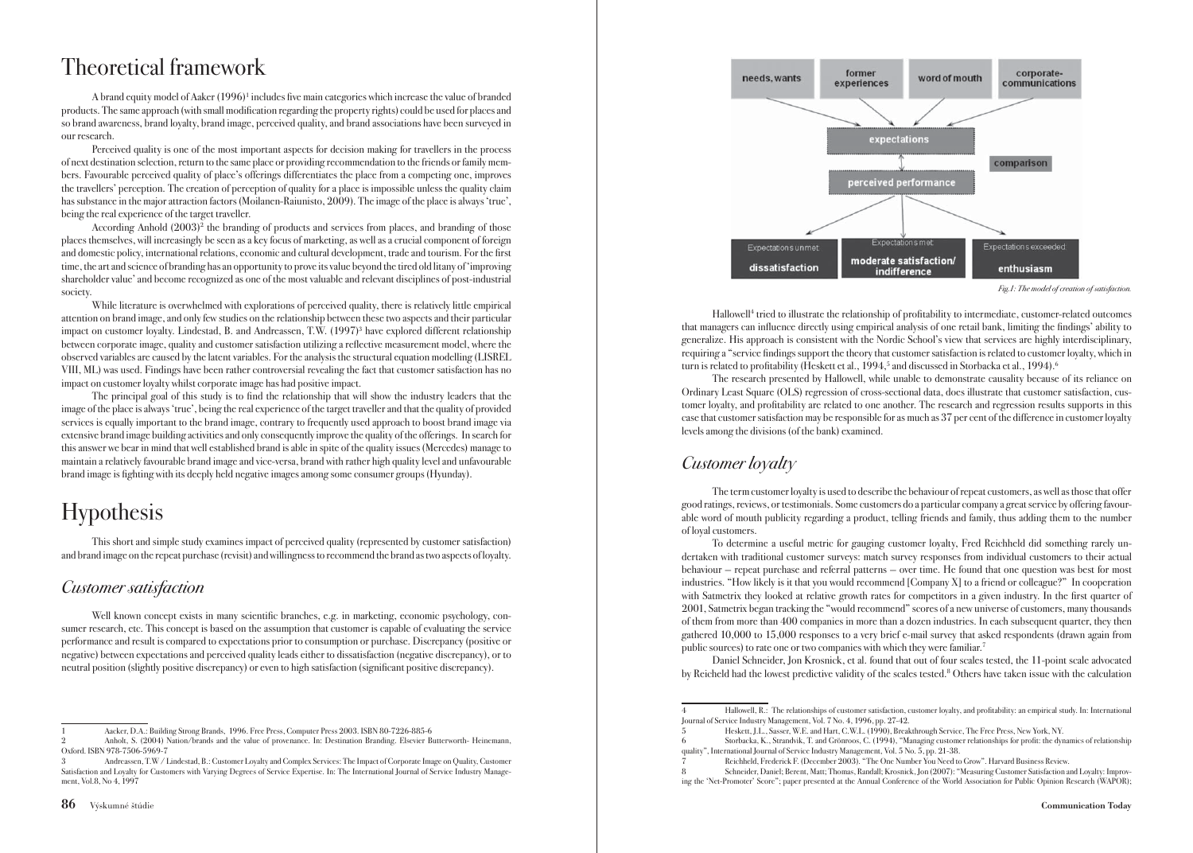# Theoretical framework

A brand equity model of Aaker (1996)[1] includes five main categories which increase the value of branded products. The same approach (with small modification regarding the property rights) could be used for places and so brand awareness, brand loyalty, brand image, perceived quality, and brand associations have been surveyed in our research.

Perceived quality is one of the most important aspects for decision making for travellers in the process of next destination selection, return to the same place or providing recommendation to the friends or family members. Favourable perceived quality of place's offerings differentiates the place from a competing one, improves the travellers' perception. The creation of perception of quality for a place is impossible unless the quality claim has substance in the major attraction factors (Moilanen-Raiunisto, 2009). The image of the place is always 'true', being the real experience of the target traveller.

According Anhold (2003)[2] the branding of products and services from places, and branding of those places themselves, will increasingly be seen as a key focus of marketing, as well as a crucial component of foreign and domestic policy, international relations, economic and cultural development, trade and tourism. For the first time, the art and science of branding has an opportunity to prove its value beyond the tired old litany of 'improving shareholder value' and become recognized as one of the most valuable and relevant disciplines of post-industrial society.

While literature is overwhelmed with explorations of perceived quality, there is relatively little empirical attention on brand image, and only few studies on the relationship between these two aspects and their particular impact on customer loyalty. Lindestad, B. and Andreassen, T.W. (1997)[3] have explored different relationship between corporate image, quality and customer satisfaction utilizing a reflective measurement model, where the observed variables are caused by the latent variables. For the analysis the structural equation modelling (LISREL VIII, ML) was used. Findings have been rather controversial revealing the fact that customer satisfaction has no impact on customer loyalty whilst corporate image has had positive impact.

The principal goal of this study is to find the relationship that will show the industry leaders that the image of the place is always 'true', being the real experience of the target traveller and that the quality of provided services is equally important to the brand image, contrary to frequently used approach to boost brand image via extensive brand image building activities and only consequently improve the quality of the offerings. In search for this answer we bear in mind that well established brand is able in spite of the quality issues (Mercedes) manage to maintain a relatively favourable brand image and vice-versa, brand with rather high quality level and unfavourable brand image is fighting with its deeply held negative images among some consumer groups (Hyunday).

# Hypothesis

This short and simple study examines impact of perceived quality (represented by customer satisfaction) and brand image on the repeat purchase (revisit) and willingness to recommend the brand as two aspects of loyalty.

## *Customer satisfaction*

Well known concept exists in many scientific branches, e.g. in marketing, economic psychology, consumer research, etc. This concept is based on the assumption that customer is capable of evaluating the service performance and result is compared to expectations prior to consumption or purchase. Discrepancy (positive or negative) between expectations and perceived quality leads either to dissatisfaction (negative discrepancy), or to neutral position (slightly positive discrepancy) or even to high satisfaction (significant positive discrepancy).

needs, wants | former experiences | word of mouth | corporate-communications

expectations

comparison

perceived performance

Expectations unmet: dissatisfaction | Expectations met: moderate satisfaction/ indifference | Expectations exceeded: enthusiasm

*Fig. 1: The model of creation of satisfaction.*

Hallowell[4] tried to illustrate the relationship of profitability to intermediate, customer-related outcomes that managers can influence directly using empirical analysis of one retail bank, limiting the findings' ability to generalize. His approach is consistent with the Nordic School's view that services are highly interdisciplinary, requiring a "service findings support the theory that customer satisfaction is related to customer loyalty, which in turn is related to profitability (Heskett et al., 1994,[5] and discussed in Storbacka et al., 1994).[6]

The research presented by Hallowell, while unable to demonstrate causality because of its reliance on Ordinary Least Square (OLS) regression of cross-sectional data, does illustrate that customer satisfaction, customer loyalty, and profitability are related to one another. The research and regression results supports in this case that customer satisfaction may be responsible for as much as 37 per cent of the difference in customer loyalty levels among the divisions (of the bank) examined.

## *Customer loyalty*

The term customer loyalty is used to describe the behaviour of repeat customers, as well as those that offer good ratings, reviews, or testimonials. Some customers do a particular company a great service by offering favourable word of mouth publicity regarding a product, telling friends and family, thus adding them to the number of loyal customers.

To determine a useful metric for gauging customer loyalty, Fred Reichheld did something rarely undertaken with traditional customer surveys: match survey responses from individual customers to their actual behaviour – repeat purchase and referral patterns – over time. He found that one question was best for most industries. "How likely is it that you would recommend [Company X] to a friend or colleague?" In cooperation with Satmetrix they looked at relative growth rates for competitors in a given industry. In the first quarter of 2001, Satmetrix began tracking the "would recommend" scores of a new universe of customers, many thousands of them from more than 400 companies in more than a dozen industries. In each subsequent quarter, they then gathered 10,000 to 15,000 responses to a very brief e-mail survey that asked respondents (drawn again from public sources) to rate one or two companies with which they were familiar.[7]

Daniel Schneider, Jon Krosnick, et al. found that out of four scales tested, the 11-point scale advocated by Reicheld had the lowest predictive validity of the scales tested.[8] Others have taken issue with the calculation

1 Aacker, D.A.: Building Strong Brands, 1996. Free Press, Computer Press 2003. ISBN 80-7226-885-6

2 Anholt, S. (2004) Nation/brands and the value of provenance. In: Destination Branding. Elsevier Butterworth- Heinemann, Oxford. ISBN 978-7506-5969-7

3 Andreassen, T.W / Lindestad, B.: Customer Loyalty and Complex Services: The Impact of Corporate Image on Quality, Customer Satisfaction and Loyalty for Customers with Varying Degrees of Service Expertise. In: The International Journal of Service Industry Management, Vol.8, No 4, 1997

4 Hallowell, R.: The relationships of customer satisfaction, customer loyalty, and profitability: an empirical study. In: International Journal of Service Industry Management, Vol. 7 No. 4, 1996, pp. 27-42.

5 Heskett, J.L., Sasser, W.E. and Hart, C.W.L. (1990), Breakthrough Service, The Free Press, New York, NY.

6 Storbacka, K., Strandvik, T. and Grönroos, C. (1994), "Managing customer relationships for profit: the dynamics of relationship quality", International Journal of Service Industry Management, Vol. 5 No. 5, pp. 21-38.

7 Reichheld, Frederick F. (December 2003). "The One Number You Need to Grow". Harvard Business Review.

8 Schneider, Daniel; Berent, Matt; Thomas, Randall; Krosnick, Jon (2007): "Measuring Customer Satisfaction and Loyalty: Improving the 'Net-Promoter' Score"; paper presented at the Annual Conference of the World Association for Public Opinion Research (WAPOR);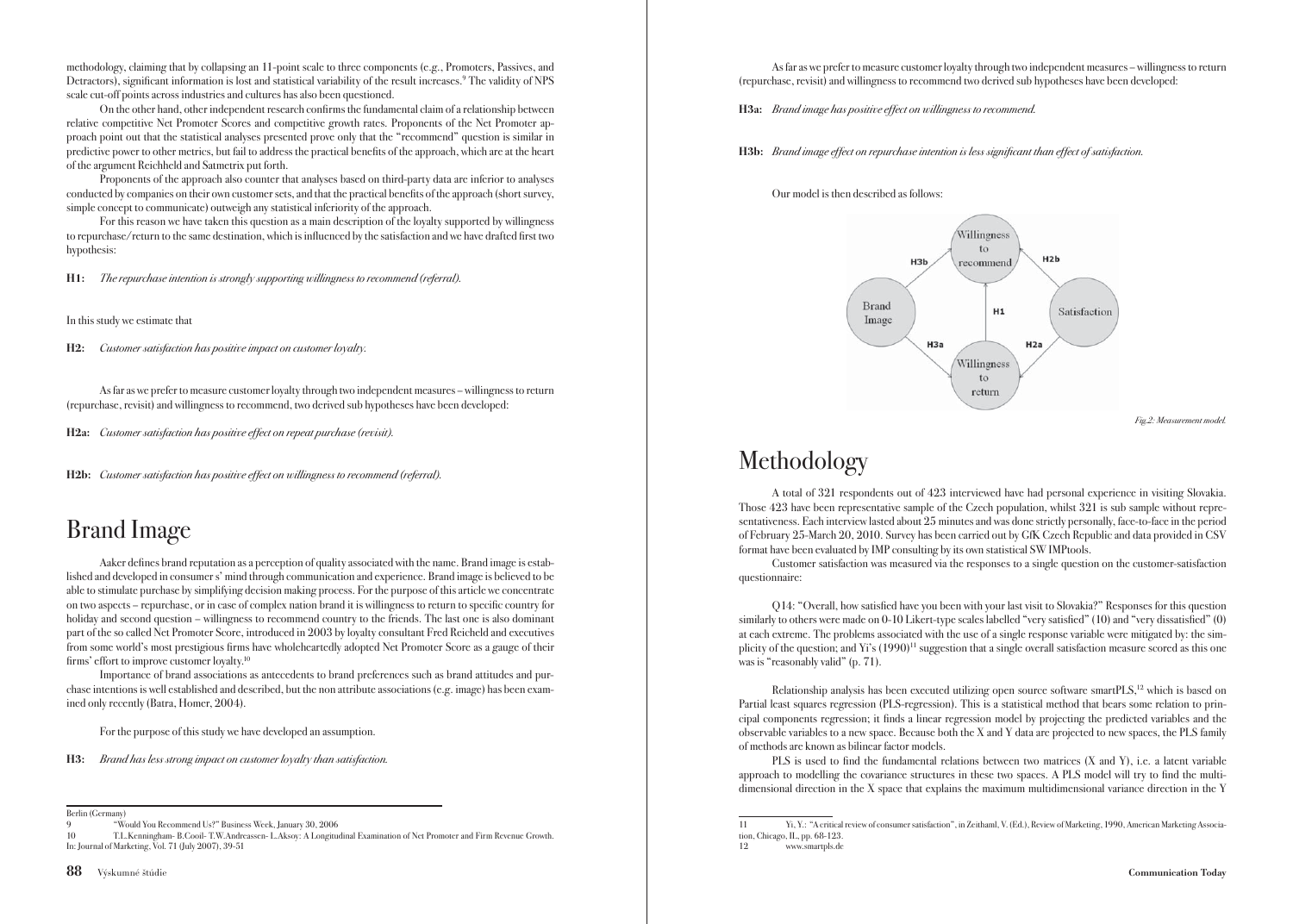methodology, claiming that by collapsing an 11-point scale to three components (e.g., Promoters, Passives, and Detractors), significant information is lost and statistical variability of the result increases.[9] The validity of NPS scale cut-off points across industries and cultures has also been questioned.

On the other hand, other independent research confirms the fundamental claim of a relationship between relative competitive Net Promoter Scores and competitive growth rates. Proponents of the Net Promoter approach point out that the statistical analyses presented prove only that the "recommend" question is similar in predictive power to other metrics, but fail to address the practical benefits of the approach, which are at the heart of the argument Reichheld and Satmetrix put forth.

Proponents of the approach also counter that analyses based on third-party data are inferior to analyses conducted by companies on their own customer sets, and that the practical benefits of the approach (short survey, simple concept to communicate) outweigh any statistical inferiority of the approach.

For this reason we have taken this question as a main description of the loyalty supported by willingness to repurchase/return to the same destination, which is influenced by the satisfaction and we have drafted first two hypothesis:

**H1:** *The repurchase intention is strongly supporting willingness to recommend (referral).*

In this study we estimate that

**H2:** *Customer satisfaction has positive impact on customer loyalty.*

As far as we prefer to measure customer loyalty through two independent measures – willingness to return (repurchase, revisit) and willingness to recommend, two derived sub hypotheses have been developed:

**H2a:** *Customer satisfaction has positive effect on repeat purchase (revisit).*

**H2b:** *Customer satisfaction has positive effect on willingness to recommend (referral).*

# Brand Image

Aaker defines brand reputation as a perception of quality associated with the name. Brand image is established and developed in consumer s' mind through communication and experience. Brand image is believed to be able to stimulate purchase by simplifying decision making process. For the purpose of this article we concentrate on two aspects – repurchase, or in case of complex nation brand it is willingness to return to specific country for holiday and second question – willingness to recommend country to the friends. The last one is also dominant part of the so called Net Promoter Score, introduced in 2003 by loyalty consultant Fred Reicheld and executives from some world's most prestigious firms have wholeheartedly adopted Net Promoter Score as a gauge of their firms' effort to improve customer loyalty.[10]

Importance of brand associations as antecedents to brand preferences such as brand attitudes and purchase intentions is well established and described, but the non attribute associations (e.g. image) has been examined only recently (Batra, Homer, 2004).

For the purpose of this study we have developed an assumption.

**H3:** *Brand has less strong impact on customer loyalty than satisfaction.*

As far as we prefer to measure customer loyalty through two independent measures – willingness to return (repurchase, revisit) and willingness to recommend two derived sub hypotheses have been developed:

**H3a:** *Brand image has positive effect on willingness to recommend.*

**H3b:** *Brand image effect on repurchase intention is less significant than effect of satisfaction.*

Our model is then described as follows:

*Fig.2: Measurement model.*

# Methodology

A total of 321 respondents out of 423 interviewed have had personal experience in visiting Slovakia. Those 423 have been representative sample of the Czech population, whilst 321 is sub sample without representativeness. Each interview lasted about 25 minutes and was done strictly personally, face-to-face in the period of February 25-March 20, 2010. Survey has been carried out by GfK Czech Republic and data provided in CSV format have been evaluated by IMP consulting by its own statistical SW IMPtools.

Customer satisfaction was measured via the responses to a single question on the customer-satisfaction questionnaire:

Q14: "Overall, how satisfied have you been with your last visit to Slovakia?" Responses for this question similarly to others were made on 0-10 Likert-type scales labelled "very satisfied" (10) and "very dissatisfied" (0) at each extreme. The problems associated with the use of a single response variable were mitigated by: the simplicity of the question; and Yi's (1990)[11] suggestion that a single overall satisfaction measure scored as this one was is "reasonably valid" (p. 71).

Relationship analysis has been executed utilizing open source software smartPLS,[12] which is based on Partial least squares regression (PLS-regression). This is a statistical method that bears some relation to principal components regression; it finds a linear regression model by projecting the predicted variables and the observable variables to a new space. Because both the X and Y data are projected to new spaces, the PLS family of methods are known as bilinear factor models.

PLS is used to find the fundamental relations between two matrices (X and Y), i.e. a latent variable approach to modelling the covariance structures in these two spaces. A PLS model will try to find the multidimensional direction in the X space that explains the maximum multidimensional variance direction in the Y

---

Berlin (Germany)

9 "Would You Recommend Us?" Business Week, January 30, 2006

10 T.L.Kenningham- B.Cooil- T.W.Andreassen- L.Aksoy: A Longitudinal Examination of Net Promoter and Firm Revenue Growth. In: Journal of Marketing, Vol. 71 (July 2007), 39-51

11 Yi, Y.: "A critical review of consumer satisfaction", in Zeithaml, V. (Ed.), Review of Marketing, 1990, American Marketing Association, Chicago, IL, pp. 68-123.

12 www.smartpls.de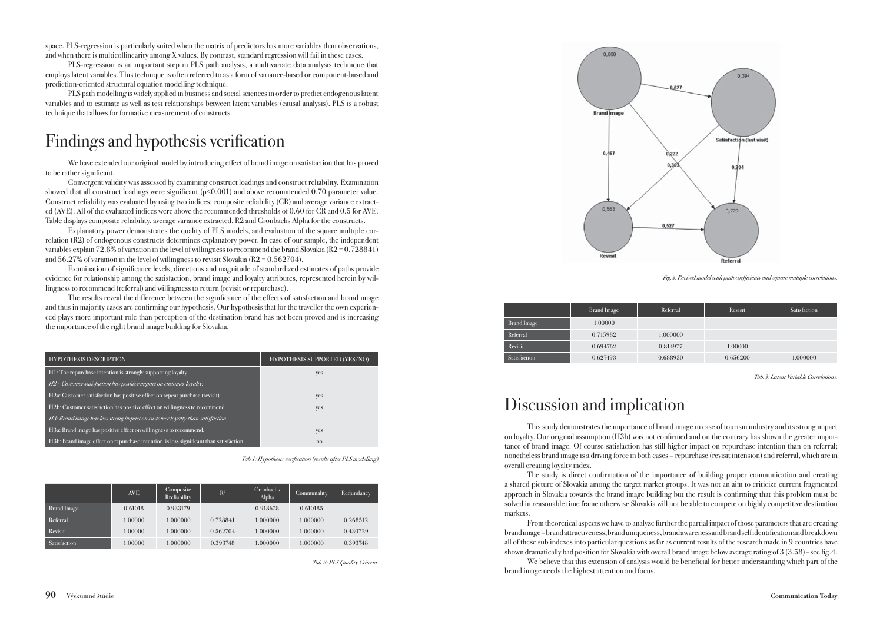space. PLS-regression is particularly suited when the matrix of predictors has more variables than observations, and when there is multicollinearity among X values. By contrast, standard regression will fail in these cases.

PLS-regression is an important step in PLS path analysis, a multivariate data analysis technique that employs latent variables. This technique is often referred to as a form of variance-based or component-based and prediction-oriented structural equation modelling technique.

PLS path modelling is widely applied in business and social sciences in order to predict endogenous latent variables and to estimate as well as test relationships between latent variables (causal analysis). PLS is a robust technique that allows for formative measurement of constructs.

# Findings and hypothesis verification

We have extended our original model by introducing effect of brand image on satisfaction that has proved to be rather significant.

Convergent validity was assessed by examining construct loadings and construct reliability. Examination showed that all construct loadings were significant ($p<0.001$) and above recommended 0.70 parameter value. Construct reliability was evaluated by using two indices: composite reliability (CR) and average variance extracted (AVE). All of the evaluated indices were above the recommended thresholds of 0.60 for CR and 0.5 for AVE. Table displays composite reliability, average variance extracted, R2 and Cronbachs Alpha for the constructs.

Explanatory power demonstrates the quality of PLS models, and evaluation of the square multiple correlation (R2) of endogenous constructs determines explanatory power. In case of our sample, the independent variables explain 72.8% of variation in the level of willingness to recommend the brand Slovakia ($R2 = 0.728841$) and 56.27% of variation in the level of willingness to revisit Slovakia ($R2 = 0.562704$).

Examination of significance levels, directions and magnitude of standardized estimates of paths provide evidence for relationship among the satisfaction, brand image and loyalty attributes, represented herein by willingness to recommend (referral) and willingness to return (revisit or repurchase).

The results reveal the difference between the significance of the effects of satisfaction and brand image and thus in majority cases are confirming our hypothesis. Our hypothesis that for the traveller the own experienced plays more important role than perception of the destination brand has not been proved and is increasing the importance of the right brand image building for Slovakia.

| HYPOTHESIS DESCRIPTION | HYPOTHESIS SUPPORTED (YES/NO) |
|---|---|
| H1: The repurchase intention is strongly supporting loyalty. | yes |
| *H2: Customer satisfaction has positive impact on customer loyalty.* | |
| H2a: Customer satisfaction has positive effect on repeat purchase (revisit). | yes |
| H2b: Customer satisfaction has positive effect on willingness to recommend. | yes |
| *H3: Brand image has less strong impact on customer loyalty than satisfaction.* | |
| H3a: Brand image has positive effect on willingness to recommend. | yes |
| H3b: Brand image effect on repurchase intention is less significant than satisfaction. | no |

*Tab.1: Hypothesis verification (results after PLS modelling)*

| | AVE | Composite Rreliability | $R^2$ | Cronbachs Alpha | Communality | Redundancy |
|---|---|---|---|---|---|---|
| Brand Image | 0.61018 | 0.933179 | | 0.918678 | 0.610185 | |
| Referral | 1.00000 | 1.000000 | 0.728841 | 1.000000 | 1.000000 | 0.268512 |
| Revisit | 1.00000 | 1.000000 | 0.562704 | 1.000000 | 1.000000 | 0.430729 |
| Satisfaction | 1.00000 | 1.000000 | 0.393748 | 1.000000 | 1.000000 | 0.393748 |

*Tab.2: PLS Quality Criteria.*

*Fig.3: Revised model with path coefficients and square multiple correlations.*

| | Brand Image | Referral | Revisit | Satisfaction |
|---|---|---|---|---|
| Brand Image | 1.00000 | | | |
| Referral | 0.715982 | 1.000000 | | |
| Revisit | 0.694762 | 0.814977 | 1.00000 | |
| Satisfaction | 0.627493 | 0.688930 | 0.656200 | 1.000000 |

*Tab.3: Latent Variable Correlations.*

# Discussion and implication

This study demonstrates the importance of brand image in case of tourism industry and its strong impact on loyalty. Our original assumption (H3b) was not confirmed and on the contrary has shown the greater importance of brand image. Of course satisfaction has still higher impact on repurchase intention than on referral; nonetheless brand image is a driving force in both cases – repurchase (revisit intension) and referral, which are in overall creating loyalty index.

The study is direct confirmation of the importance of building proper communication and creating a shared picture of Slovakia among the target market groups. It was not an aim to criticize current fragmented approach in Slovakia towards the brand image building but the result is confirming that this problem must be solved in reasonable time frame otherwise Slovakia will not be able to compete on highly competitive destination markets.

From theoretical aspects we have to analyze further the partial impact of those parameters that are creating brand image – brand attractiveness, brand uniqueness, brand awareness and brand selfidentification and breakdown all of these sub indexes into particular questions as far as current results of the research made in 9 countries have shown dramatically bad position for Slovakia with overall brand image below average rating of 3 (3.58) - see fig.4.

We believe that this extension of analysis would be beneficial for better understanding which part of the brand image needs the highest attention and focus.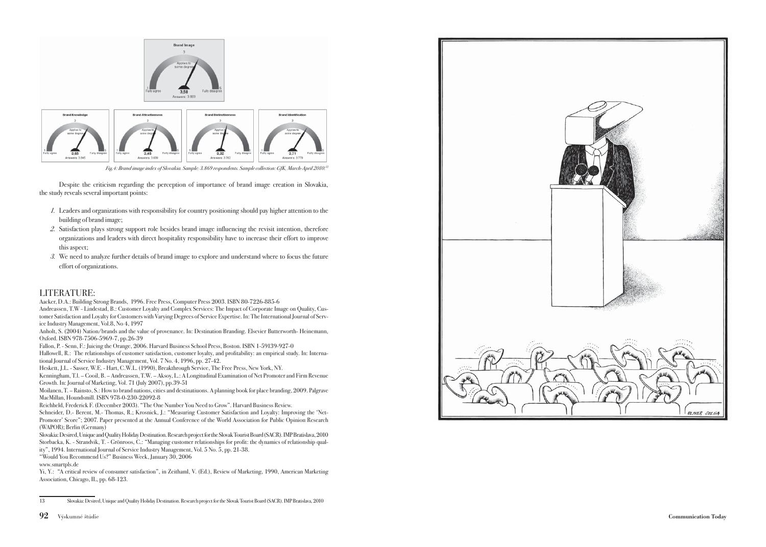Brand Image

3

Applies to some degree

1 Fully agree

3,58

5 Fully disagree

Answers: 3.869

Brand Knowledge

3

Applies to some degree

1 Fully agree

3,65

5 Fully disagree

Answers: 3.845

Brand Attractiveness

3

Applies to some degree

1 Fully agree

3,45

5 Fully disagree

Answers: 3.639

Brand Distinctiveness

3

Applies to some degree

1 Fully agree

3,32

5 Fully disagree

Answers: 3.762

Brand Identification

3

Applies to some degree

1 Fully agree

3,71

5 Fully disagree

Answers: 3.779

*Fig.4: Brand image index of Slovakia. Sample: 3.869 respondents. Sample collection: GfK, March-April 2010.*[13]

Despite the criticism regarding the perception of importance of brand image creation in Slovakia, the study reveals several important points:

1. Leaders and organizations with responsibility for country positioning should pay higher attention to the building of brand image;
2. Satisfaction plays strong support role besides brand image influencing the revisit intention, therefore organizations and leaders with direct hospitality responsibility have to increase their effort to improve this aspect;
3. We need to analyze further details of brand image to explore and understand where to focus the future effort of organizations.

## LITERATURE:

Aacker, D.A.: Building Strong Brands, 1996. Free Press, Computer Press 2003. ISBN 80-7226-885-6

Andreassen, T.W - Lindestad, B.: Customer Loyalty and Complex Services: The Impact of Corporate Image on Quality, Customer Satisfaction and Loyalty for Customers with Varying Degrees of Service Expertise. In: The International Journal of Service Industry Management, Vol.8, No 4, 1997

Anholt, S. (2004) Nation/brands and the value of provenance. In: Destination Branding. Elsevier Butterworth- Heinemann, Oxford. ISBN 978-7506-5969-7, pp.26-39

Fallon, P. - Senn, F.: Juicing the Orange, 2006. Harvard Business School Press, Boston. ISBN 1-59139-927-0

Hallowell, R.: The relationships of customer satisfaction, customer loyalty, and profitability: an empirical study. In: International Journal of Service Industry Management, Vol. 7 No. 4, 1996, pp. 27-42.

Heskett, J.L. - Sasser, W.E. - Hart, C.W.L. (1990), Breakthrough Service, The Free Press, New York, NY.

Kenningham, T.l. – Cooil, B. – Andreassen, T.W. – Aksoy, L.: A Longitudinal Examination of Net Promoter and Firm Revenue Growth. In: Journal of Marketing, Vol. 71 (July 2007), pp.39-51

Moilanen, T. – Rainsto, S.: How to brand nations, cities and destinatiuons. A planning book for place branding, 2009. Palgrave MacMillan, Houndsmill. ISBN 978-0-230-22092-8

Reichheld, Frederick F. (December 2003). "The One Number You Need to Grow". Harvard Business Review.

Schneider, D.- Berent, M.- Thomas, R.; Krosnick, J.: "Measuring Customer Satisfaction and Loyalty: Improving the 'Net-Promoter' Score"; 2007. Paper presented at the Annual Conference of the World Association for Public Opinion Research (WAPOR); Berlin (Germany)

Slovakia: Desired, Unique and Quality Holiday Destination. Research project for the Slovak Tourist Board (SACR). IMP Bratislava, 2010

Storbacka, K. - Strandvik, T. - Grönroos, C.: "Managing customer relationships for profit: the dynamics of relationship quality", 1994. International Journal of Service Industry Management, Vol. 5 No. 5, pp. 21-38.

"Would You Recommend Us?" Business Week, January 30, 2006

www.smartpls.de

Yi, Y.: "A critical review of consumer satisfaction", in Zeithaml, V. (Ed.), Review of Marketing, 1990, American Marketing Association, Chicago, IL, pp. 68-123.

---

13 Slovakia: Desired, Unique and Quality Holiday Destination. Research project for the Slovak Tourist Board (SACR). IMP Bratislava, 2010